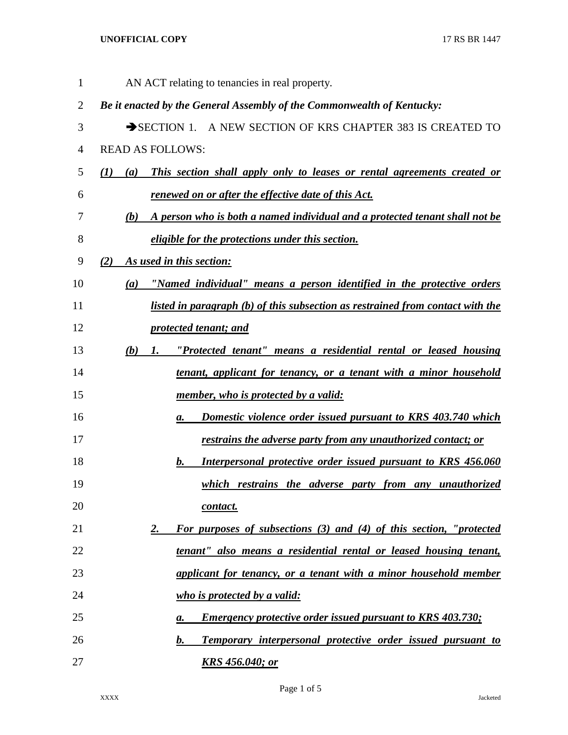AN ACT relating to tenancies in real property.

***Be it enacted by the General Assembly of the Commonwealth of Kentucky:***

➔SECTION 1. A NEW SECTION OF KRS CHAPTER 383 IS CREATED TO READ AS FOLLOWS:

***(1) (a) This section shall apply only to leases or rental agreements created or renewed on or after the effective date of this Act.***

***(b) A person who is both a named individual and a protected tenant shall not be eligible for the protections under this section.***

***(2) As used in this section:***

***(a) "Named individual" means a person identified in the protective orders listed in paragraph (b) of this subsection as restrained from contact with the protected tenant; and***

***(b) 1. "Protected tenant" means a residential rental or leased housing tenant, applicant for tenancy, or a tenant with a minor household member, who is protected by a valid:***

***a. Domestic violence order issued pursuant to KRS 403.740 which restrains the adverse party from any unauthorized contact; or***

***b. Interpersonal protective order issued pursuant to KRS 456.060 which restrains the adverse party from any unauthorized contact.***

***2. For purposes of subsections (3) and (4) of this section, "protected tenant" also means a residential rental or leased housing tenant, applicant for tenancy, or a tenant with a minor household member who is protected by a valid:***

***a. Emergency protective order issued pursuant to KRS 403.730;***

***b. Temporary interpersonal protective order issued pursuant to KRS 456.040; or***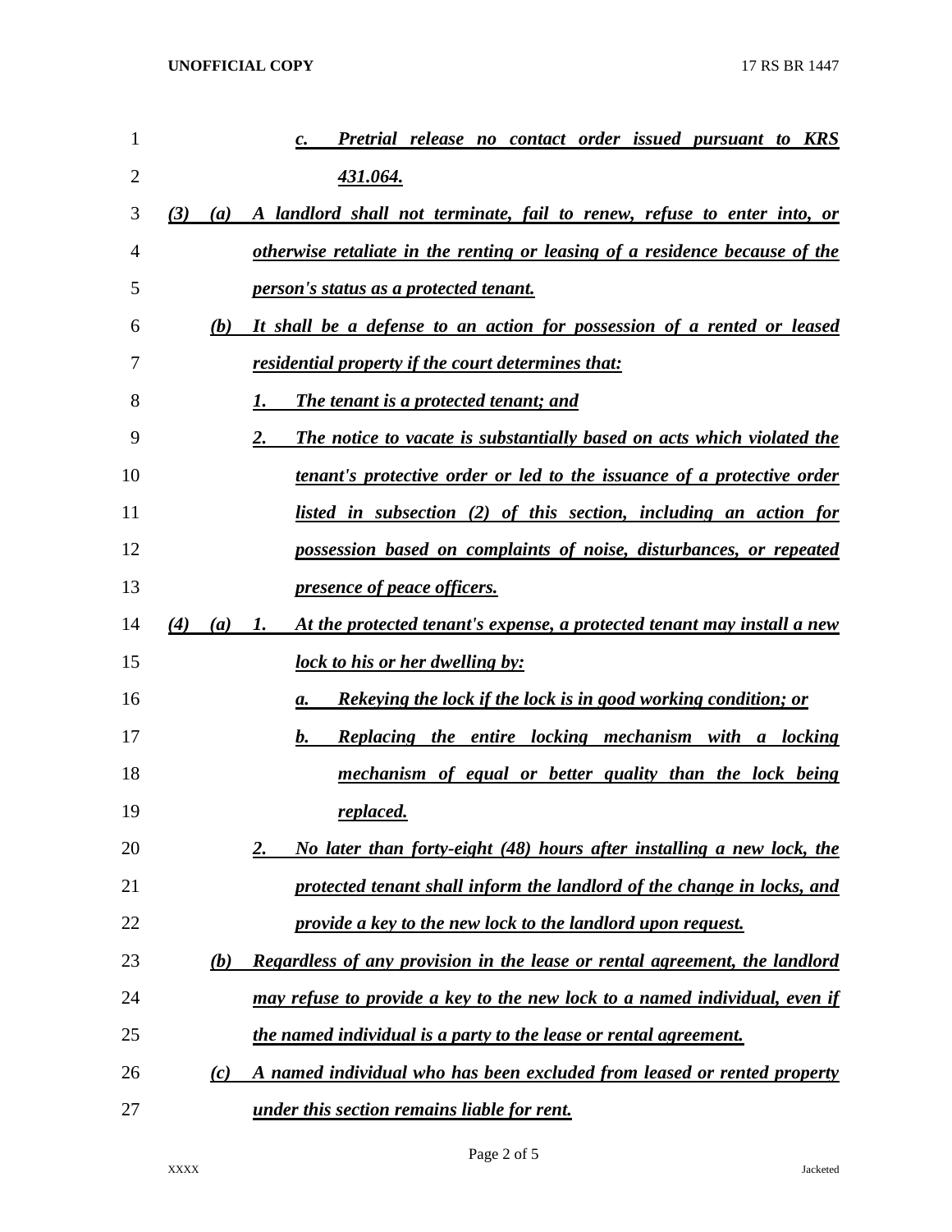c. *Pretrial release no contact order issued pursuant to KRS 431.064.*

*(3) (a) A landlord shall not terminate, fail to renew, refuse to enter into, or otherwise retaliate in the renting or leasing of a residence because of the person's status as a protected tenant.*

*(b) It shall be a defense to an action for possession of a rented or leased residential property if the court determines that:*

*1. The tenant is a protected tenant; and*

*2. The notice to vacate is substantially based on acts which violated the tenant's protective order or led to the issuance of a protective order listed in subsection (2) of this section, including an action for possession based on complaints of noise, disturbances, or repeated presence of peace officers.*

*(4) (a) 1. At the protected tenant's expense, a protected tenant may install a new lock to his or her dwelling by:*

*a. Rekeying the lock if the lock is in good working condition; or*

*b. Replacing the entire locking mechanism with a locking mechanism of equal or better quality than the lock being replaced.*

*2. No later than forty-eight (48) hours after installing a new lock, the protected tenant shall inform the landlord of the change in locks, and provide a key to the new lock to the landlord upon request.*

*(b) Regardless of any provision in the lease or rental agreement, the landlord may refuse to provide a key to the new lock to a named individual, even if the named individual is a party to the lease or rental agreement.*

*(c) A named individual who has been excluded from leased or rented property under this section remains liable for rent.*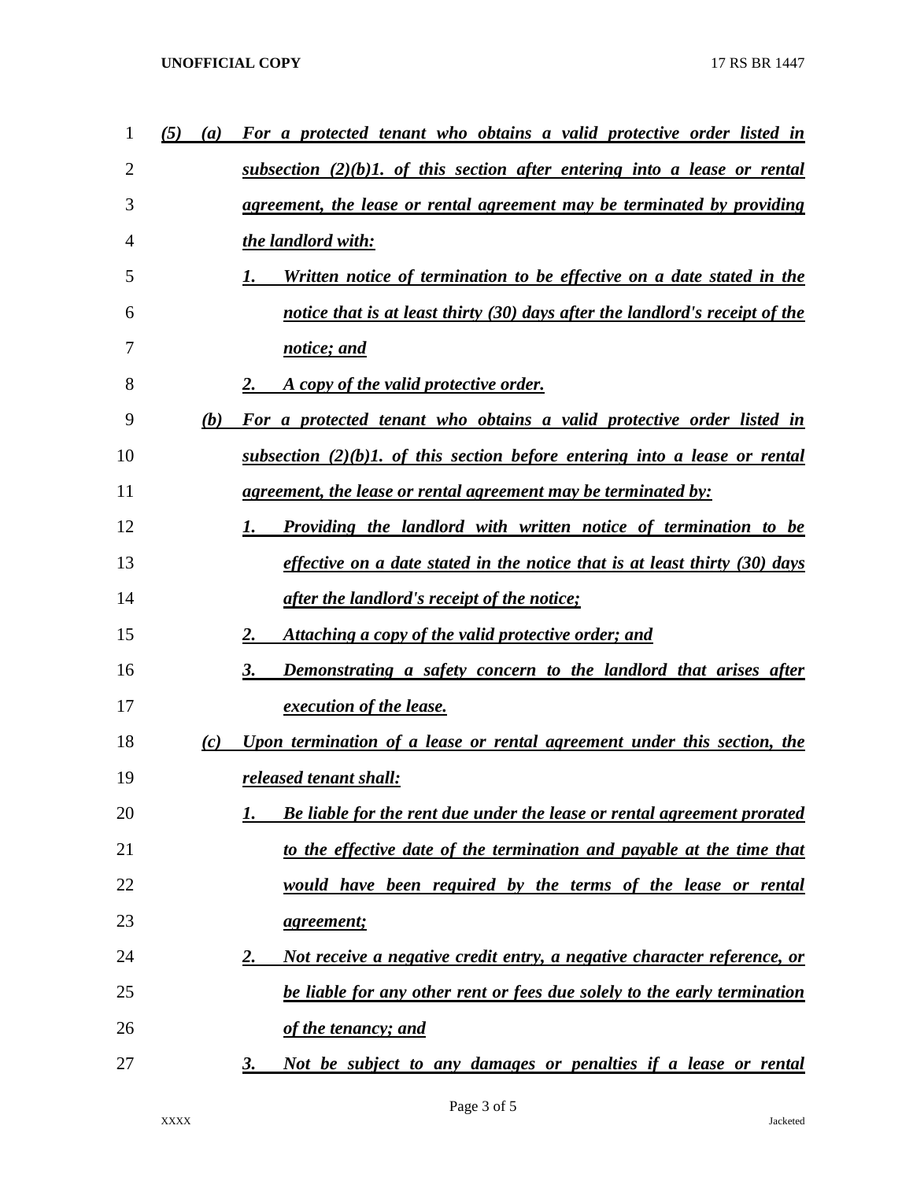*(5) (a) For a protected tenant who obtains a valid protective order listed in subsection (2)(b)1. of this section after entering into a lease or rental agreement, the lease or rental agreement may be terminated by providing the landlord with:*

*1. Written notice of termination to be effective on a date stated in the notice that is at least thirty (30) days after the landlord's receipt of the notice; and*

*2. A copy of the valid protective order.*

*(b) For a protected tenant who obtains a valid protective order listed in subsection (2)(b)1. of this section before entering into a lease or rental agreement, the lease or rental agreement may be terminated by:*

*1. Providing the landlord with written notice of termination to be effective on a date stated in the notice that is at least thirty (30) days after the landlord's receipt of the notice;*

*2. Attaching a copy of the valid protective order; and*

*3. Demonstrating a safety concern to the landlord that arises after execution of the lease.*

*(c) Upon termination of a lease or rental agreement under this section, the released tenant shall:*

*1. Be liable for the rent due under the lease or rental agreement prorated to the effective date of the termination and payable at the time that would have been required by the terms of the lease or rental agreement;*

*2. Not receive a negative credit entry, a negative character reference, or be liable for any other rent or fees due solely to the early termination of the tenancy; and*

*3. Not be subject to any damages or penalties if a lease or rental*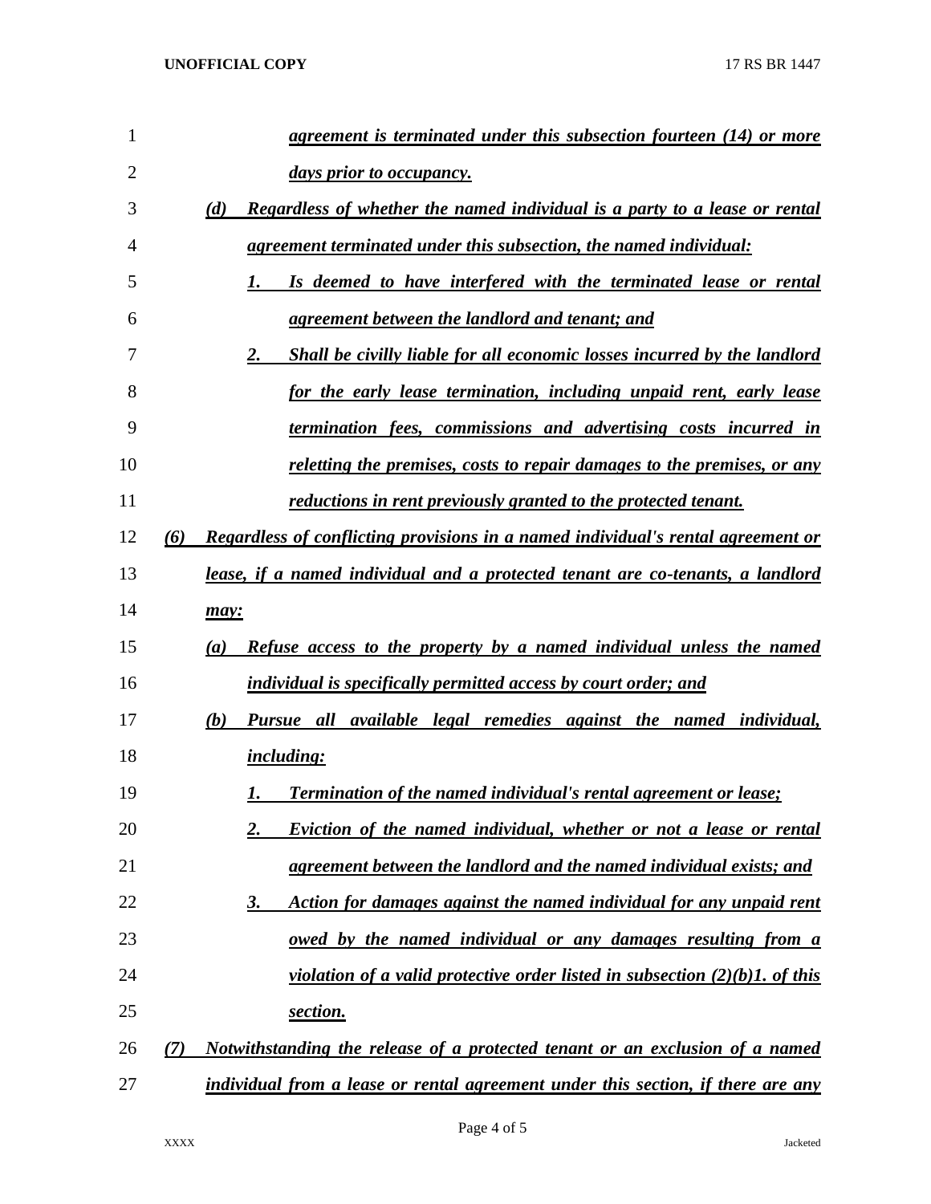***agreement is terminated under this subsection fourteen (14) or more days prior to occupancy.***

***(d) Regardless of whether the named individual is a party to a lease or rental agreement terminated under this subsection, the named individual:***

***1. Is deemed to have interfered with the terminated lease or rental agreement between the landlord and tenant; and***

***2. Shall be civilly liable for all economic losses incurred by the landlord for the early lease termination, including unpaid rent, early lease termination fees, commissions and advertising costs incurred in reletting the premises, costs to repair damages to the premises, or any reductions in rent previously granted to the protected tenant.***

***(6) Regardless of conflicting provisions in a named individual's rental agreement or lease, if a named individual and a protected tenant are co-tenants, a landlord may:***

***(a) Refuse access to the property by a named individual unless the named individual is specifically permitted access by court order; and***

***(b) Pursue all available legal remedies against the named individual, including:***

***1. Termination of the named individual's rental agreement or lease;***

***2. Eviction of the named individual, whether or not a lease or rental agreement between the landlord and the named individual exists; and***

***3. Action for damages against the named individual for any unpaid rent owed by the named individual or any damages resulting from a violation of a valid protective order listed in subsection (2)(b)1. of this section.***

***(7) Notwithstanding the release of a protected tenant or an exclusion of a named individual from a lease or rental agreement under this section, if there are any***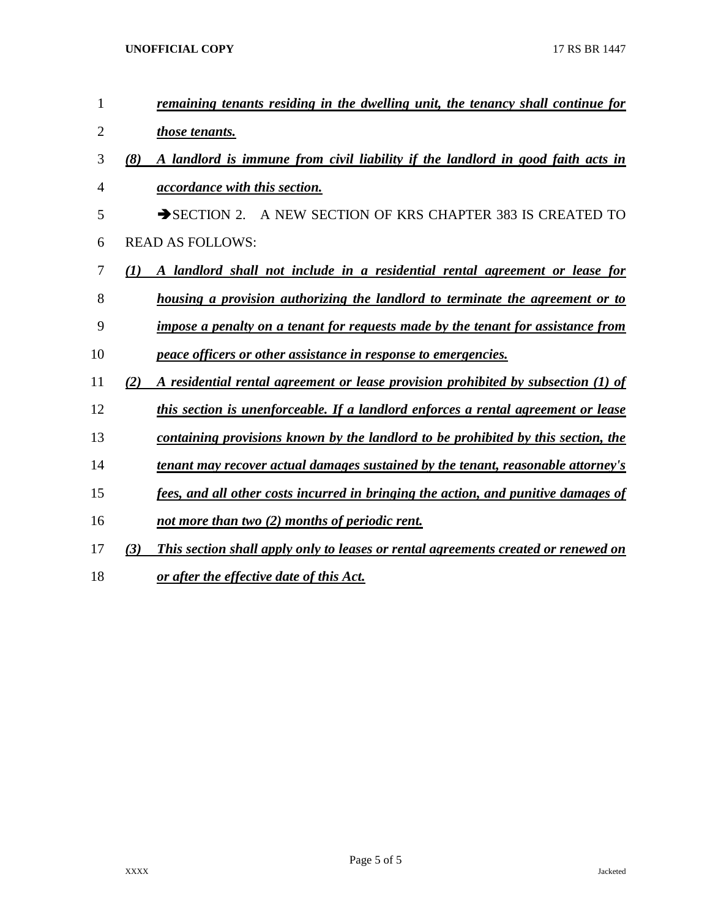*remaining tenants residing in the dwelling unit, the tenancy shall continue for those tenants.*

*(8) A landlord is immune from civil liability if the landlord in good faith acts in accordance with this section.*

➔SECTION 2. A NEW SECTION OF KRS CHAPTER 383 IS CREATED TO READ AS FOLLOWS:

*(1) A landlord shall not include in a residential rental agreement or lease for housing a provision authorizing the landlord to terminate the agreement or to impose a penalty on a tenant for requests made by the tenant for assistance from peace officers or other assistance in response to emergencies.*

*(2) A residential rental agreement or lease provision prohibited by subsection (1) of this section is unenforceable. If a landlord enforces a rental agreement or lease containing provisions known by the landlord to be prohibited by this section, the tenant may recover actual damages sustained by the tenant, reasonable attorney's fees, and all other costs incurred in bringing the action, and punitive damages of not more than two (2) months of periodic rent.*

*(3) This section shall apply only to leases or rental agreements created or renewed on or after the effective date of this Act.*